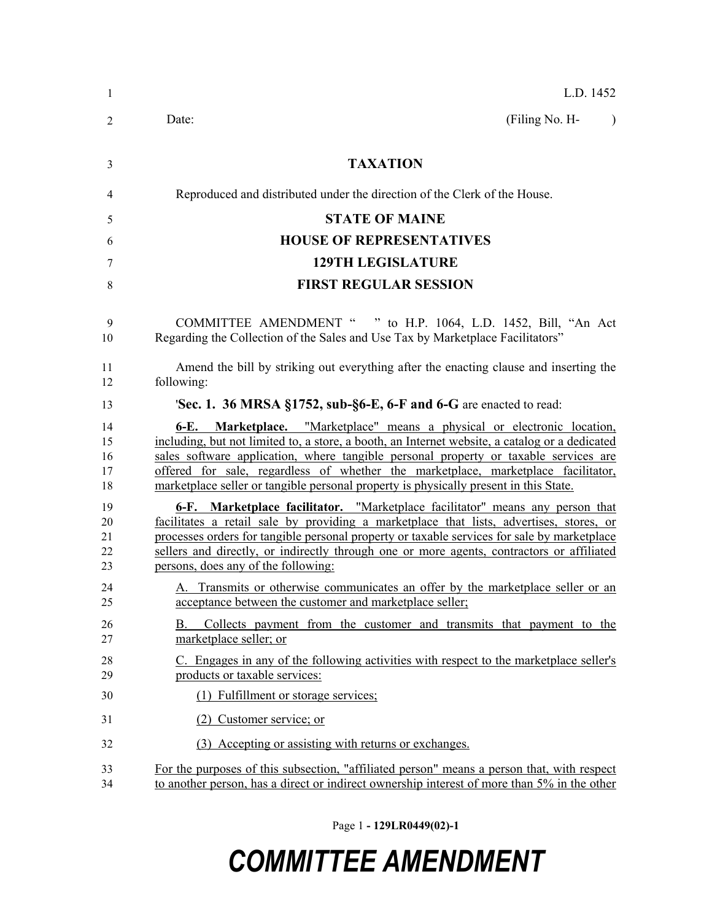L.D. 1452

Date: (Filing No. H- )

# TAXATION

Reproduced and distributed under the direction of the Clerk of the House.

## STATE OF MAINE
## HOUSE OF REPRESENTATIVES
## 129TH LEGISLATURE
## FIRST REGULAR SESSION

COMMITTEE AMENDMENT " " to H.P. 1064, L.D. 1452, Bill, "An Act Regarding the Collection of the Sales and Use Tax by Marketplace Facilitators"

Amend the bill by striking out everything after the enacting clause and inserting the following:

'**Sec. 1. 36 MRSA §1752, sub-§6-E, 6-F and 6-G** are enacted to read:

**6-E. Marketplace.** "Marketplace" means a physical or electronic location, including, but not limited to, a store, a booth, an Internet website, a catalog or a dedicated sales software application, where tangible personal property or taxable services are offered for sale, regardless of whether the marketplace, marketplace facilitator, marketplace seller or tangible personal property is physically present in this State.

**6-F. Marketplace facilitator.** "Marketplace facilitator" means any person that facilitates a retail sale by providing a marketplace that lists, advertises, stores, or processes orders for tangible personal property or taxable services for sale by marketplace sellers and directly, or indirectly through one or more agents, contractors or affiliated persons, does any of the following:

A. Transmits or otherwise communicates an offer by the marketplace seller or an acceptance between the customer and marketplace seller;

B. Collects payment from the customer and transmits that payment to the marketplace seller; or

C. Engages in any of the following activities with respect to the marketplace seller's products or taxable services:

(1) Fulfillment or storage services;

(2) Customer service; or

(3) Accepting or assisting with returns or exchanges.

For the purposes of this subsection, "affiliated person" means a person that, with respect to another person, has a direct or indirect ownership interest of more than 5% in the other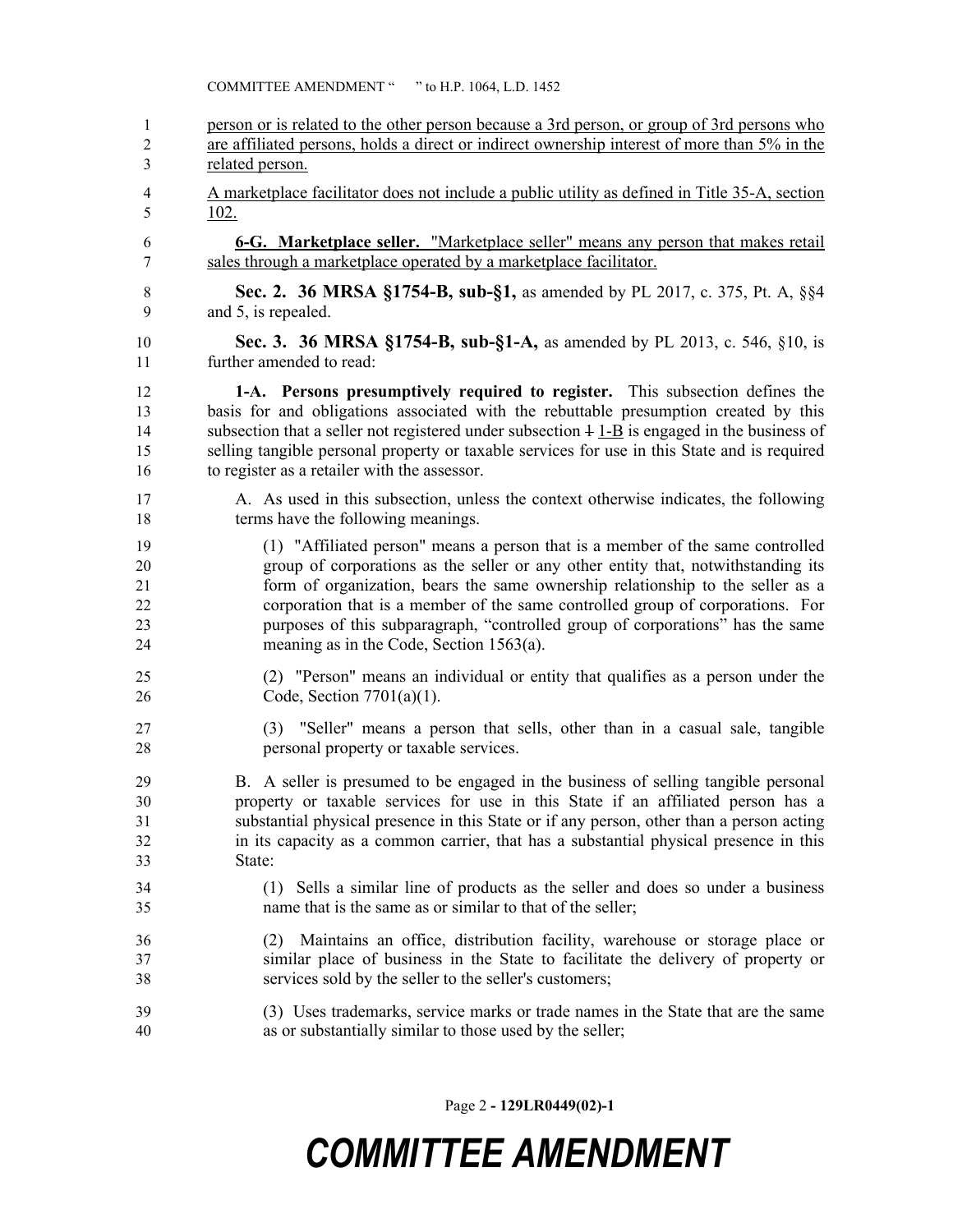person or is related to the other person because a 3rd person, or group of 3rd persons who are affiliated persons, holds a direct or indirect ownership interest of more than 5% in the related person.

A marketplace facilitator does not include a public utility as defined in Title 35-A, section 102.

**6-G. Marketplace seller.** "Marketplace seller" means any person that makes retail sales through a marketplace operated by a marketplace facilitator.

**Sec. 2. 36 MRSA §1754-B, sub-§1,** as amended by PL 2017, c. 375, Pt. A, §§4 and 5, is repealed.

**Sec. 3. 36 MRSA §1754-B, sub-§1-A,** as amended by PL 2013, c. 546, §10, is further amended to read:

**1-A. Persons presumptively required to register.** This subsection defines the basis for and obligations associated with the rebuttable presumption created by this subsection that a seller not registered under subsection ~~1~~ 1-B is engaged in the business of selling tangible personal property or taxable services for use in this State and is required to register as a retailer with the assessor.

A. As used in this subsection, unless the context otherwise indicates, the following terms have the following meanings.

(1) "Affiliated person" means a person that is a member of the same controlled group of corporations as the seller or any other entity that, notwithstanding its form of organization, bears the same ownership relationship to the seller as a corporation that is a member of the same controlled group of corporations. For purposes of this subparagraph, "controlled group of corporations" has the same meaning as in the Code, Section 1563(a).

(2) "Person" means an individual or entity that qualifies as a person under the Code, Section 7701(a)(1).

(3) "Seller" means a person that sells, other than in a casual sale, tangible personal property or taxable services.

B. A seller is presumed to be engaged in the business of selling tangible personal property or taxable services for use in this State if an affiliated person has a substantial physical presence in this State or if any person, other than a person acting in its capacity as a common carrier, that has a substantial physical presence in this State:

(1) Sells a similar line of products as the seller and does so under a business name that is the same as or similar to that of the seller;

(2) Maintains an office, distribution facility, warehouse or storage place or similar place of business in the State to facilitate the delivery of property or services sold by the seller to the seller's customers;

(3) Uses trademarks, service marks or trade names in the State that are the same as or substantially similar to those used by the seller;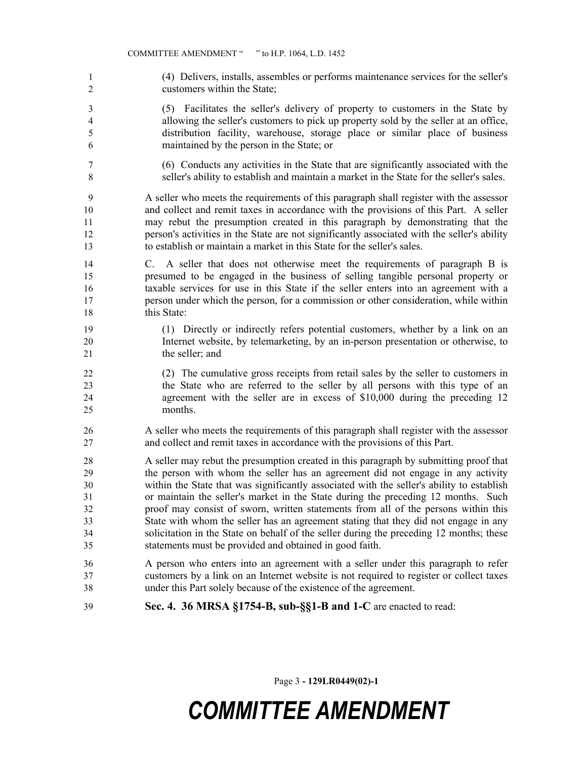(4) Delivers, installs, assembles or performs maintenance services for the seller's customers within the State;

(5) Facilitates the seller's delivery of property to customers in the State by allowing the seller's customers to pick up property sold by the seller at an office, distribution facility, warehouse, storage place or similar place of business maintained by the person in the State; or

(6) Conducts any activities in the State that are significantly associated with the seller's ability to establish and maintain a market in the State for the seller's sales.

A seller who meets the requirements of this paragraph shall register with the assessor and collect and remit taxes in accordance with the provisions of this Part. A seller may rebut the presumption created in this paragraph by demonstrating that the person's activities in the State are not significantly associated with the seller's ability to establish or maintain a market in this State for the seller's sales.

C. A seller that does not otherwise meet the requirements of paragraph B is presumed to be engaged in the business of selling tangible personal property or taxable services for use in this State if the seller enters into an agreement with a person under which the person, for a commission or other consideration, while within this State:

(1) Directly or indirectly refers potential customers, whether by a link on an Internet website, by telemarketing, by an in-person presentation or otherwise, to the seller; and

(2) The cumulative gross receipts from retail sales by the seller to customers in the State who are referred to the seller by all persons with this type of an agreement with the seller are in excess of $10,000 during the preceding 12 months.

A seller who meets the requirements of this paragraph shall register with the assessor and collect and remit taxes in accordance with the provisions of this Part.

A seller may rebut the presumption created in this paragraph by submitting proof that the person with whom the seller has an agreement did not engage in any activity within the State that was significantly associated with the seller's ability to establish or maintain the seller's market in the State during the preceding 12 months. Such proof may consist of sworn, written statements from all of the persons within this State with whom the seller has an agreement stating that they did not engage in any solicitation in the State on behalf of the seller during the preceding 12 months; these statements must be provided and obtained in good faith.

A person who enters into an agreement with a seller under this paragraph to refer customers by a link on an Internet website is not required to register or collect taxes under this Part solely because of the existence of the agreement.

**Sec. 4. 36 MRSA §1754-B, sub-§§1-B and 1-C** are enacted to read: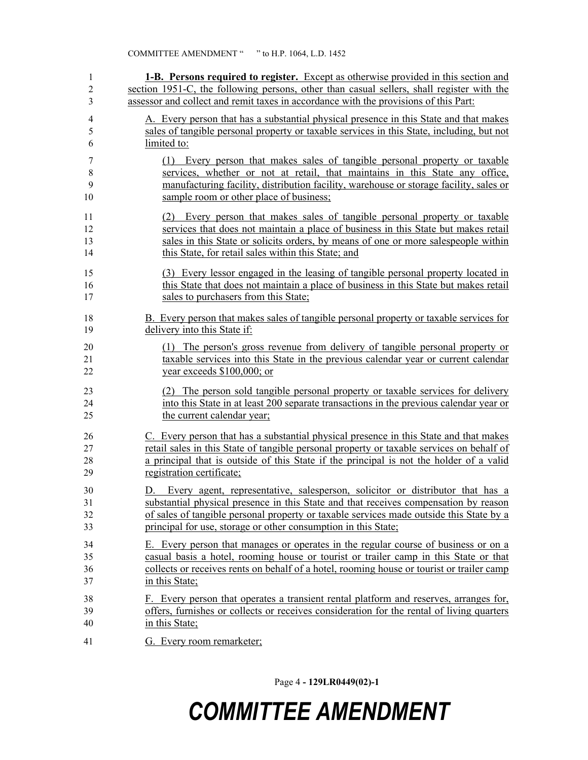**1-B. Persons required to register.** Except as otherwise provided in this section and section 1951-C, the following persons, other than casual sellers, shall register with the assessor and collect and remit taxes in accordance with the provisions of this Part:

A. Every person that has a substantial physical presence in this State and that makes sales of tangible personal property or taxable services in this State, including, but not limited to:

(1) Every person that makes sales of tangible personal property or taxable services, whether or not at retail, that maintains in this State any office, manufacturing facility, distribution facility, warehouse or storage facility, sales or sample room or other place of business;

(2) Every person that makes sales of tangible personal property or taxable services that does not maintain a place of business in this State but makes retail sales in this State or solicits orders, by means of one or more salespeople within this State, for retail sales within this State; and

(3) Every lessor engaged in the leasing of tangible personal property located in this State that does not maintain a place of business in this State but makes retail sales to purchasers from this State;

B. Every person that makes sales of tangible personal property or taxable services for delivery into this State if:

(1) The person's gross revenue from delivery of tangible personal property or taxable services into this State in the previous calendar year or current calendar year exceeds $100,000; or

(2) The person sold tangible personal property or taxable services for delivery into this State in at least 200 separate transactions in the previous calendar year or the current calendar year;

C. Every person that has a substantial physical presence in this State and that makes retail sales in this State of tangible personal property or taxable services on behalf of a principal that is outside of this State if the principal is not the holder of a valid registration certificate;

D. Every agent, representative, salesperson, solicitor or distributor that has a substantial physical presence in this State and that receives compensation by reason of sales of tangible personal property or taxable services made outside this State by a principal for use, storage or other consumption in this State;

E. Every person that manages or operates in the regular course of business or on a casual basis a hotel, rooming house or tourist or trailer camp in this State or that collects or receives rents on behalf of a hotel, rooming house or tourist or trailer camp in this State;

F. Every person that operates a transient rental platform and reserves, arranges for, offers, furnishes or collects or receives consideration for the rental of living quarters in this State;

G. Every room remarketer;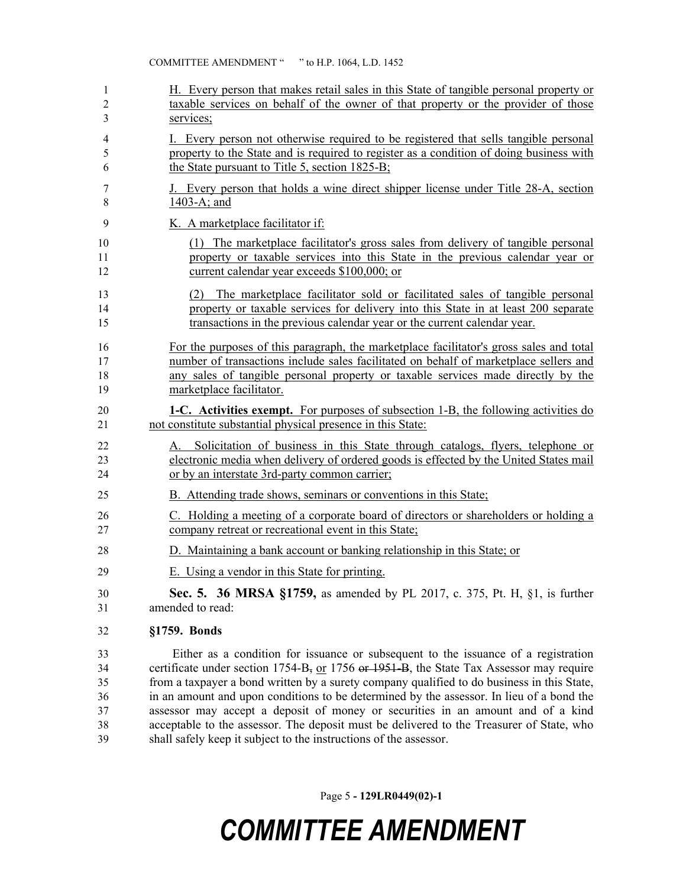H. Every person that makes retail sales in this State of tangible personal property or taxable services on behalf of the owner of that property or the provider of those services;

I. Every person not otherwise required to be registered that sells tangible personal property to the State and is required to register as a condition of doing business with the State pursuant to Title 5, section 1825-B;

J. Every person that holds a wine direct shipper license under Title 28-A, section 1403-A; and

K. A marketplace facilitator if:

(1) The marketplace facilitator's gross sales from delivery of tangible personal property or taxable services into this State in the previous calendar year or current calendar year exceeds $100,000; or

(2) The marketplace facilitator sold or facilitated sales of tangible personal property or taxable services for delivery into this State in at least 200 separate transactions in the previous calendar year or the current calendar year.

For the purposes of this paragraph, the marketplace facilitator's gross sales and total number of transactions include sales facilitated on behalf of marketplace sellers and any sales of tangible personal property or taxable services made directly by the marketplace facilitator.

**1-C. Activities exempt.** For purposes of subsection 1-B, the following activities do not constitute substantial physical presence in this State:

A. Solicitation of business in this State through catalogs, flyers, telephone or electronic media when delivery of ordered goods is effected by the United States mail or by an interstate 3rd-party common carrier;

B. Attending trade shows, seminars or conventions in this State;

C. Holding a meeting of a corporate board of directors or shareholders or holding a company retreat or recreational event in this State;

D. Maintaining a bank account or banking relationship in this State; or

E. Using a vendor in this State for printing.

**Sec. 5. 36 MRSA §1759,** as amended by PL 2017, c. 375, Pt. H, §1, is further amended to read:

**§1759. Bonds**

Either as a condition for issuance or subsequent to the issuance of a registration certificate under section 1754-B, or 1756 ~~or 1951-B~~, the State Tax Assessor may require from a taxpayer a bond written by a surety company qualified to do business in this State, in an amount and upon conditions to be determined by the assessor. In lieu of a bond the assessor may accept a deposit of money or securities in an amount and of a kind acceptable to the assessor. The deposit must be delivered to the Treasurer of State, who shall safely keep it subject to the instructions of the assessor.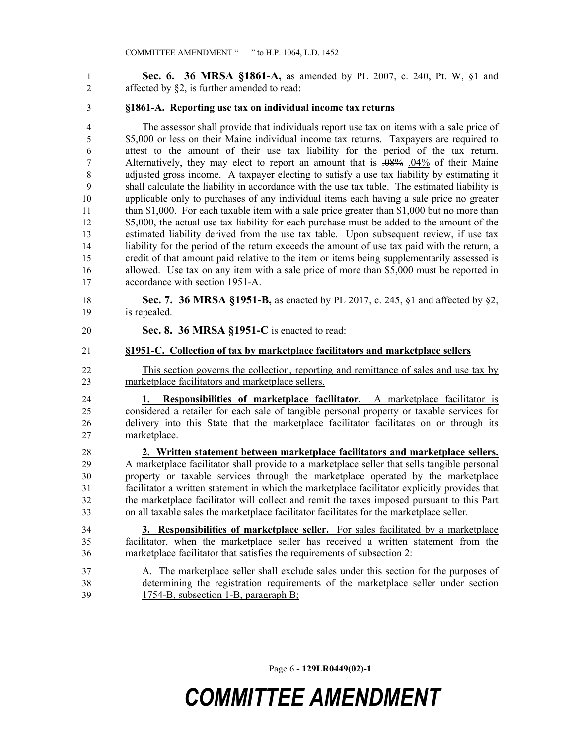**Sec. 6. 36 MRSA §1861-A,** as amended by PL 2007, c. 240, Pt. W, §1 and affected by §2, is further amended to read:

**§1861-A. Reporting use tax on individual income tax returns**

The assessor shall provide that individuals report use tax on items with a sale price of $5,000 or less on their Maine individual income tax returns. Taxpayers are required to attest to the amount of their use tax liability for the period of the tax return. Alternatively, they may elect to report an amount that is ~~.08%~~ .04% of their Maine adjusted gross income. A taxpayer electing to satisfy a use tax liability by estimating it shall calculate the liability in accordance with the use tax table. The estimated liability is applicable only to purchases of any individual items each having a sale price no greater than $1,000. For each taxable item with a sale price greater than $1,000 but no more than $5,000, the actual use tax liability for each purchase must be added to the amount of the estimated liability derived from the use tax table. Upon subsequent review, if use tax liability for the period of the return exceeds the amount of use tax paid with the return, a credit of that amount paid relative to the item or items being supplementarily assessed is allowed. Use tax on any item with a sale price of more than $5,000 must be reported in accordance with section 1951-A.

**Sec. 7. 36 MRSA §1951-B,** as enacted by PL 2017, c. 245, §1 and affected by §2, is repealed.

**Sec. 8. 36 MRSA §1951-C** is enacted to read:

**§1951-C. Collection of tax by marketplace facilitators and marketplace sellers**

This section governs the collection, reporting and remittance of sales and use tax by marketplace facilitators and marketplace sellers.

**1. Responsibilities of marketplace facilitator.** A marketplace facilitator is considered a retailer for each sale of tangible personal property or taxable services for delivery into this State that the marketplace facilitator facilitates on or through its marketplace.

**2. Written statement between marketplace facilitators and marketplace sellers.** A marketplace facilitator shall provide to a marketplace seller that sells tangible personal property or taxable services through the marketplace operated by the marketplace facilitator a written statement in which the marketplace facilitator explicitly provides that the marketplace facilitator will collect and remit the taxes imposed pursuant to this Part on all taxable sales the marketplace facilitator facilitates for the marketplace seller.

**3. Responsibilities of marketplace seller.** For sales facilitated by a marketplace facilitator, when the marketplace seller has received a written statement from the marketplace facilitator that satisfies the requirements of subsection 2:

A. The marketplace seller shall exclude sales under this section for the purposes of determining the registration requirements of the marketplace seller under section 1754-B, subsection 1-B, paragraph B;

# COMMITTEE AMENDMENT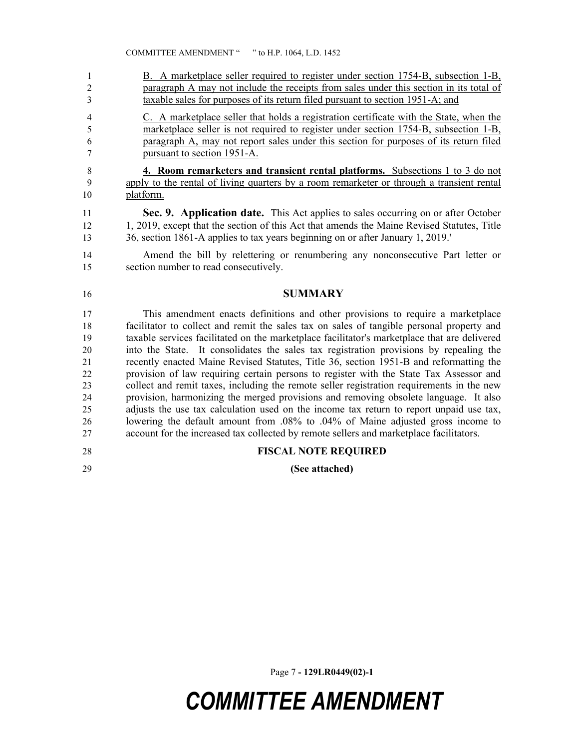B. A marketplace seller required to register under section 1754-B, subsection 1-B, paragraph A may not include the receipts from sales under this section in its total of taxable sales for purposes of its return filed pursuant to section 1951-A; and

C. A marketplace seller that holds a registration certificate with the State, when the marketplace seller is not required to register under section 1754-B, subsection 1-B, paragraph A, may not report sales under this section for purposes of its return filed pursuant to section 1951-A.

**4. Room remarketers and transient rental platforms.** Subsections 1 to 3 do not apply to the rental of living quarters by a room remarketer or through a transient rental platform.

**Sec. 9. Application date.** This Act applies to sales occurring on or after October 1, 2019, except that the section of this Act that amends the Maine Revised Statutes, Title 36, section 1861-A applies to tax years beginning on or after January 1, 2019.'

Amend the bill by relettering or renumbering any nonconsecutive Part letter or section number to read consecutively.

## SUMMARY

This amendment enacts definitions and other provisions to require a marketplace facilitator to collect and remit the sales tax on sales of tangible personal property and taxable services facilitated on the marketplace facilitator's marketplace that are delivered into the State. It consolidates the sales tax registration provisions by repealing the recently enacted Maine Revised Statutes, Title 36, section 1951-B and reformatting the provision of law requiring certain persons to register with the State Tax Assessor and collect and remit taxes, including the remote seller registration requirements in the new provision, harmonizing the merged provisions and removing obsolete language. It also adjusts the use tax calculation used on the income tax return to report unpaid use tax, lowering the default amount from .08% to .04% of Maine adjusted gross income to account for the increased tax collected by remote sellers and marketplace facilitators.

**FISCAL NOTE REQUIRED**

**(See attached)**